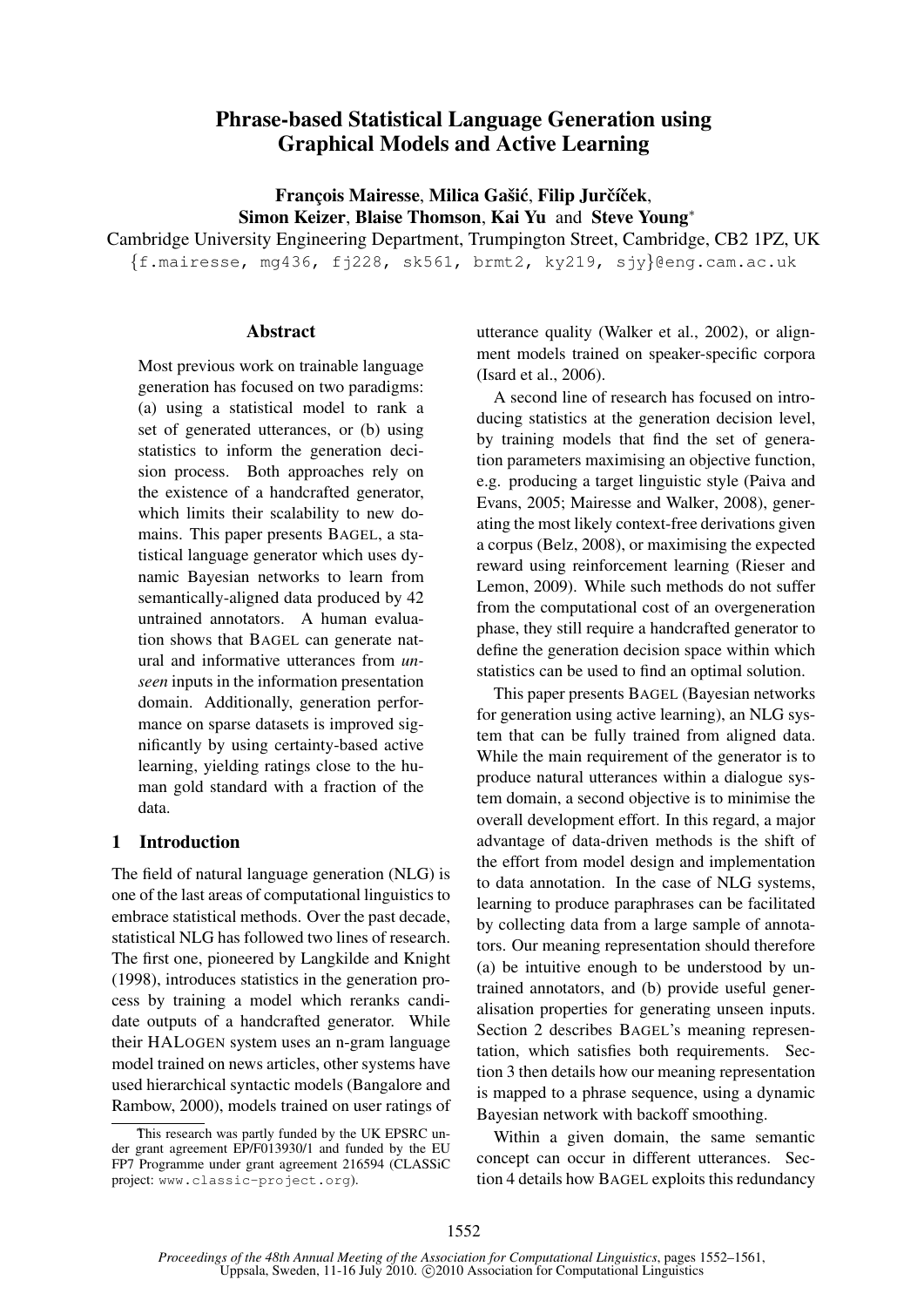# Phrase-based Statistical Language Generation using Graphical Models and Active Learning

**François Mairesse**, **Milica Gašić**, **Filip Jurčíček**,
**Simon Keizer**, **Blaise Thomson**, **Kai Yu** and **Steve Young***

Cambridge University Engineering Department, Trumpington Street, Cambridge, CB2 1PZ, UK

{f.mairesse, mg436, fj228, sk561, brmt2, ky219, sjy}@eng.cam.ac.uk

## Abstract

Most previous work on trainable language generation has focused on two paradigms: (a) using a statistical model to rank a set of generated utterances, or (b) using statistics to inform the generation decision process. Both approaches rely on the existence of a handcrafted generator, which limits their scalability to new domains. This paper presents BAGEL, a statistical language generator which uses dynamic Bayesian networks to learn from semantically-aligned data produced by 42 untrained annotators. A human evaluation shows that BAGEL can generate natural and informative utterances from *unseen* inputs in the information presentation domain. Additionally, generation performance on sparse datasets is improved significantly by using certainty-based active learning, yielding ratings close to the human gold standard with a fraction of the data.

## 1 Introduction

The field of natural language generation (NLG) is one of the last areas of computational linguistics to embrace statistical methods. Over the past decade, statistical NLG has followed two lines of research. The first one, pioneered by Langkilde and Knight (1998), introduces statistics in the generation process by training a model which reranks candidate outputs of a handcrafted generator. While their HALOGEN system uses an n-gram language model trained on news articles, other systems have used hierarchical syntactic models (Bangalore and Rambow, 2000), models trained on user ratings of utterance quality (Walker et al., 2002), or alignment models trained on speaker-specific corpora (Isard et al., 2006).

A second line of research has focused on introducing statistics at the generation decision level, by training models that find the set of generation parameters maximising an objective function, e.g. producing a target linguistic style (Paiva and Evans, 2005; Mairesse and Walker, 2008), generating the most likely context-free derivations given a corpus (Belz, 2008), or maximising the expected reward using reinforcement learning (Rieser and Lemon, 2009). While such methods do not suffer from the computational cost of an overgeneration phase, they still require a handcrafted generator to define the generation decision space within which statistics can be used to find an optimal solution.

This paper presents BAGEL (Bayesian networks for generation using active learning), an NLG system that can be fully trained from aligned data. While the main requirement of the generator is to produce natural utterances within a dialogue system domain, a second objective is to minimise the overall development effort. In this regard, a major advantage of data-driven methods is the shift of the effort from model design and implementation to data annotation. In the case of NLG systems, learning to produce paraphrases can be facilitated by collecting data from a large sample of annotators. Our meaning representation should therefore (a) be intuitive enough to be understood by untrained annotators, and (b) provide useful generalisation properties for generating unseen inputs. Section 2 describes BAGEL's meaning representation, which satisfies both requirements. Section 3 then details how our meaning representation is mapped to a phrase sequence, using a dynamic Bayesian network with backoff smoothing.

Within a given domain, the same semantic concept can occur in different utterances. Section 4 details how BAGEL exploits this redundancy

*This research was partly funded by the UK EPSRC under grant agreement EP/F013930/1 and funded by the EU FP7 Programme under grant agreement 216594 (CLASSiC project: www.classic-project.org).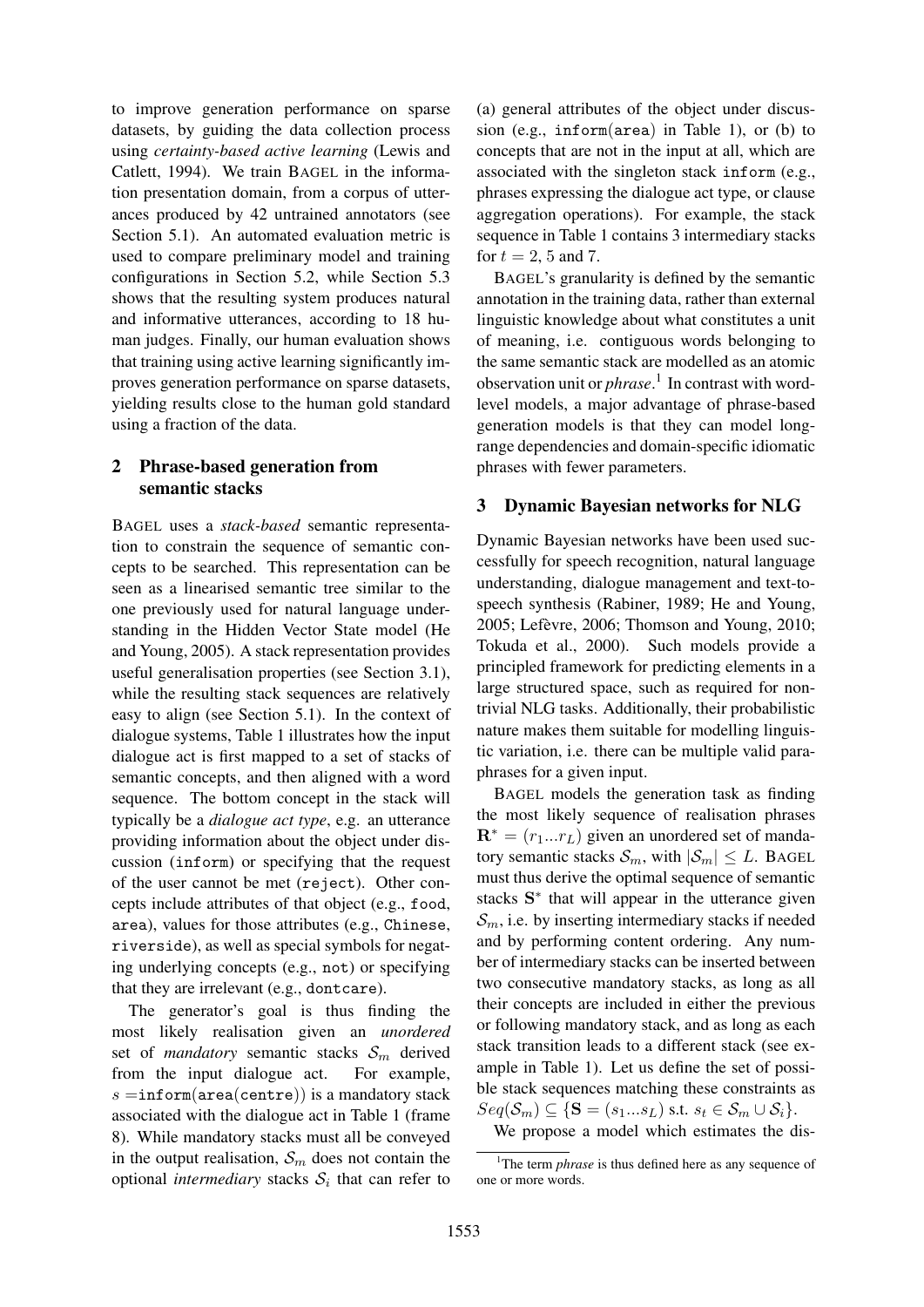to improve generation performance on sparse datasets, by guiding the data collection process using *certainty-based active learning* (Lewis and Catlett, 1994). We train BAGEL in the information presentation domain, from a corpus of utterances produced by 42 untrained annotators (see Section 5.1). An automated evaluation metric is used to compare preliminary model and training configurations in Section 5.2, while Section 5.3 shows that the resulting system produces natural and informative utterances, according to 18 human judges. Finally, our human evaluation shows that training using active learning significantly improves generation performance on sparse datasets, yielding results close to the human gold standard using a fraction of the data.

## 2 Phrase-based generation from semantic stacks

BAGEL uses a *stack-based* semantic representation to constrain the sequence of semantic concepts to be searched. This representation can be seen as a linearised semantic tree similar to the one previously used for natural language understanding in the Hidden Vector State model (He and Young, 2005). A stack representation provides useful generalisation properties (see Section 3.1), while the resulting stack sequences are relatively easy to align (see Section 5.1). In the context of dialogue systems, Table 1 illustrates how the input dialogue act is first mapped to a set of stacks of semantic concepts, and then aligned with a word sequence. The bottom concept in the stack will typically be a *dialogue act type*, e.g. an utterance providing information about the object under discussion (`inform`) or specifying that the request of the user cannot be met (`reject`). Other concepts include attributes of that object (e.g., `food`, `area`), values for those attributes (e.g., `Chinese`, `riverside`), as well as special symbols for negating underlying concepts (e.g., `not`) or specifying that they are irrelevant (e.g., `dontcare`).

The generator's goal is thus finding the most likely realisation given an *unordered* set of *mandatory* semantic stacks $\mathcal{S}_m$ derived from the input dialogue act. For example, $s = \texttt{inform(area(centre))}$ is a mandatory stack associated with the dialogue act in Table 1 (frame 8). While mandatory stacks must all be conveyed in the output realisation, $\mathcal{S}_m$ does not contain the optional *intermediary* stacks $\mathcal{S}_i$ that can refer to (a) general attributes of the object under discussion (e.g., `inform(area)` in Table 1), or (b) to concepts that are not in the input at all, which are associated with the singleton stack `inform` (e.g., phrases expressing the dialogue act type, or clause aggregation operations). For example, the stack sequence in Table 1 contains 3 intermediary stacks for $t = 2, 5$ and $7$.

BAGEL's granularity is defined by the semantic annotation in the training data, rather than external linguistic knowledge about what constitutes a unit of meaning, i.e. contiguous words belonging to the same semantic stack are modelled as an atomic observation unit or *phrase*.[1] In contrast with word-level models, a major advantage of phrase-based generation models is that they can model long-range dependencies and domain-specific idiomatic phrases with fewer parameters.

## 3 Dynamic Bayesian networks for NLG

Dynamic Bayesian networks have been used successfully for speech recognition, natural language understanding, dialogue management and text-to-speech synthesis (Rabiner, 1989; He and Young, 2005; Lefèvre, 2006; Thomson and Young, 2010; Tokuda et al., 2000). Such models provide a principled framework for predicting elements in a large structured space, such as required for non-trivial NLG tasks. Additionally, their probabilistic nature makes them suitable for modelling linguistic variation, i.e. there can be multiple valid paraphrases for a given input.

BAGEL models the generation task as finding the most likely sequence of realisation phrases $\mathbf{R}^* = (r_1...r_L)$ given an unordered set of mandatory semantic stacks $\mathcal{S}_m$, with $|\mathcal{S}_m| \leq L$. BAGEL must thus derive the optimal sequence of semantic stacks $\mathbf{S}^*$ that will appear in the utterance given $\mathcal{S}_m$, i.e. by inserting intermediary stacks if needed and by performing content ordering. Any number of intermediary stacks can be inserted between two consecutive mandatory stacks, as long as all their concepts are included in either the previous or following mandatory stack, and as long as each stack transition leads to a different stack (see example in Table 1). Let us define the set of possible stack sequences matching these constraints as $Seq(\mathcal{S}_m) \subseteq \{\mathbf{S} = (s_1...s_L) \text{ s.t. } s_t \in \mathcal{S}_m \cup \mathcal{S}_i\}$.

We propose a model which estimates the dis-

[1] The term *phrase* is thus defined here as any sequence of one or more words.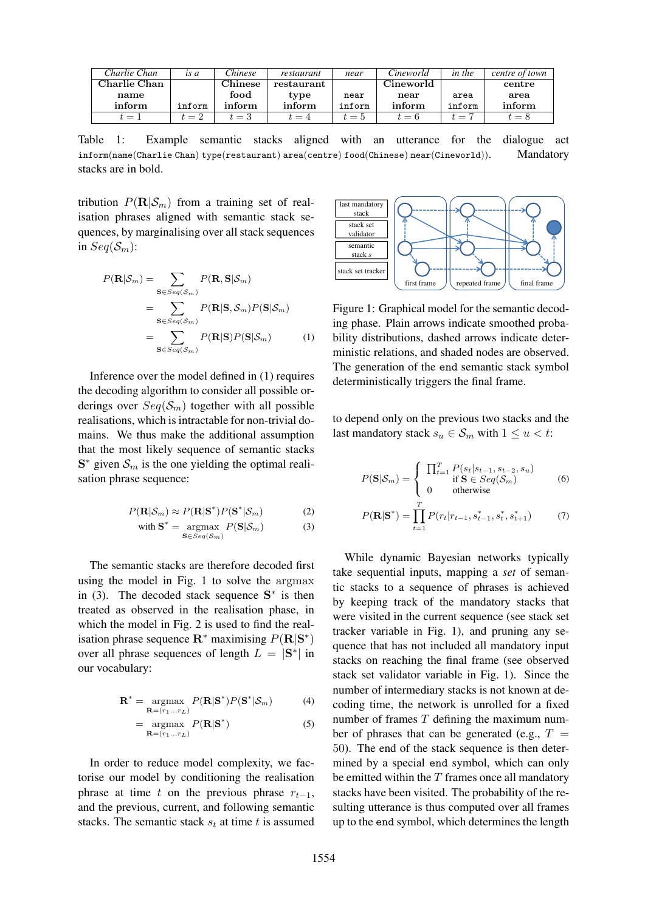| *Charlie Chan* | *is a* | *Chinese* | *restaurant* | *near* | *Cineworld* | *in the* | *centre of town* |
|---|---|---|---|---|---|---|---|
| **Charlie Chan** | | **Chinese** | **restaurant** | | **Cineworld** | | **centre** |
| name | | food | type | near | near | area | area |
| inform | inform | inform | inform | inform | inform | inform | inform |
| $t = 1$ | $t = 2$ | $t = 3$ | $t = 4$ | $t = 5$ | $t = 6$ | $t = 7$ | $t = 8$ |

Table 1: Example semantic stacks aligned with an utterance for the dialogue act `inform(name(Charlie Chan) type(restaurant) area(centre) food(Chinese) near(Cineworld))`. Mandatory stacks are in bold.

tribution $P(\mathbf{R}|\mathcal{S}_m)$ from a training set of realisation phrases aligned with semantic stack sequences, by marginalising over all stack sequences in $Seq(\mathcal{S}_m)$:

$$
\begin{aligned}
P(\mathbf{R}|\mathcal{S}_m) &= \sum_{\mathbf{S} \in Seq(\mathcal{S}_m)} P(\mathbf{R}, \mathbf{S}|\mathcal{S}_m) \\
&= \sum_{\mathbf{S} \in Seq(\mathcal{S}_m)} P(\mathbf{R}|\mathbf{S}, \mathcal{S}_m) P(\mathbf{S}|\mathcal{S}_m) \\
&= \sum_{\mathbf{S} \in Seq(\mathcal{S}_m)} P(\mathbf{R}|\mathbf{S}) P(\mathbf{S}|\mathcal{S}_m) \qquad (1)
\end{aligned}
$$

Inference over the model defined in (1) requires the decoding algorithm to consider all possible orderings over $Seq(\mathcal{S}_m)$ together with all possible realisations, which is intractable for non-trivial domains. We thus make the additional assumption that the most likely sequence of semantic stacks $\mathbf{S}^*$ given $\mathcal{S}_m$ is the one yielding the optimal realisation phrase sequence:

$$
P(\mathbf{R}|\mathcal{S}_m) \approx P(\mathbf{R}|\mathbf{S}^*) P(\mathbf{S}^*|\mathcal{S}_m) \qquad (2)
$$

$$
\text{with } \mathbf{S}^* = \underset{\mathbf{S} \in Seq(\mathcal{S}_m)}{\text{argmax}} \; P(\mathbf{S}|\mathcal{S}_m) \qquad (3)
$$

The semantic stacks are therefore decoded first using the model in Fig. 1 to solve the argmax in (3). The decoded stack sequence $\mathbf{S}^*$ is then treated as observed in the realisation phase, in which the model in Fig. 2 is used to find the realisation phrase sequence $\mathbf{R}^*$ maximising $P(\mathbf{R}|\mathbf{S}^*)$ over all phrase sequences of length $L = |\mathbf{S}^*|$ in our vocabulary:

$$
\begin{aligned}
\mathbf{R}^* &= \underset{\mathbf{R}=(r_1 \ldots r_L)}{\text{argmax}} \; P(\mathbf{R}|\mathbf{S}^*) P(\mathbf{S}^*|\mathcal{S}_m) \qquad (4) \\
&= \underset{\mathbf{R}=(r_1 \ldots r_L)}{\text{argmax}} \; P(\mathbf{R}|\mathbf{S}^*) \qquad (5)
\end{aligned}
$$

In order to reduce model complexity, we factorise our model by conditioning the realisation phrase at time $t$ on the previous phrase $r_{t-1}$, and the previous, current, and following semantic stacks. The semantic stack $s_t$ at time $t$ is assumed to depend only on the previous two stacks and the last mandatory stack $s_u \in \mathcal{S}_m$ with $1 \leq u < t$:

Figure 1: Graphical model for the semantic decoding phase. Plain arrows indicate smoothed probability distributions, dashed arrows indicate deterministic relations, and shaded nodes are observed. The generation of the `end` semantic stack symbol deterministically triggers the final frame.

$$
P(\mathbf{S}|\mathcal{S}_m) = \begin{cases} \prod_{t=1}^{T} P(s_t|s_{t-1}, s_{t-2}, s_u) & \text{if } \mathbf{S} \in Seq(\mathcal{S}_m) \\ 0 & \text{otherwise} \end{cases} \qquad (6)
$$

$$
P(\mathbf{R}|\mathbf{S}^*) = \prod_{t=1}^{T} P(r_t|r_{t-1}, s^*_{t-1}, s^*_t, s^*_{t+1}) \qquad (7)
$$

While dynamic Bayesian networks typically take sequential inputs, mapping a *set* of semantic stacks to a sequence of phrases is achieved by keeping track of the mandatory stacks that were visited in the current sequence (see stack set tracker variable in Fig. 1), and pruning any sequence that has not included all mandatory input stacks on reaching the final frame (see observed stack set validator variable in Fig. 1). Since the number of intermediary stacks is not known at decoding time, the network is unrolled for a fixed number of frames $T$ defining the maximum number of phrases that can be generated (e.g., $T = 50$). The end of the stack sequence is then determined by a special `end` symbol, which can only be emitted within the $T$ frames once all mandatory stacks have been visited. The probability of the resulting utterance is thus computed over all frames up to the `end` symbol, which determines the length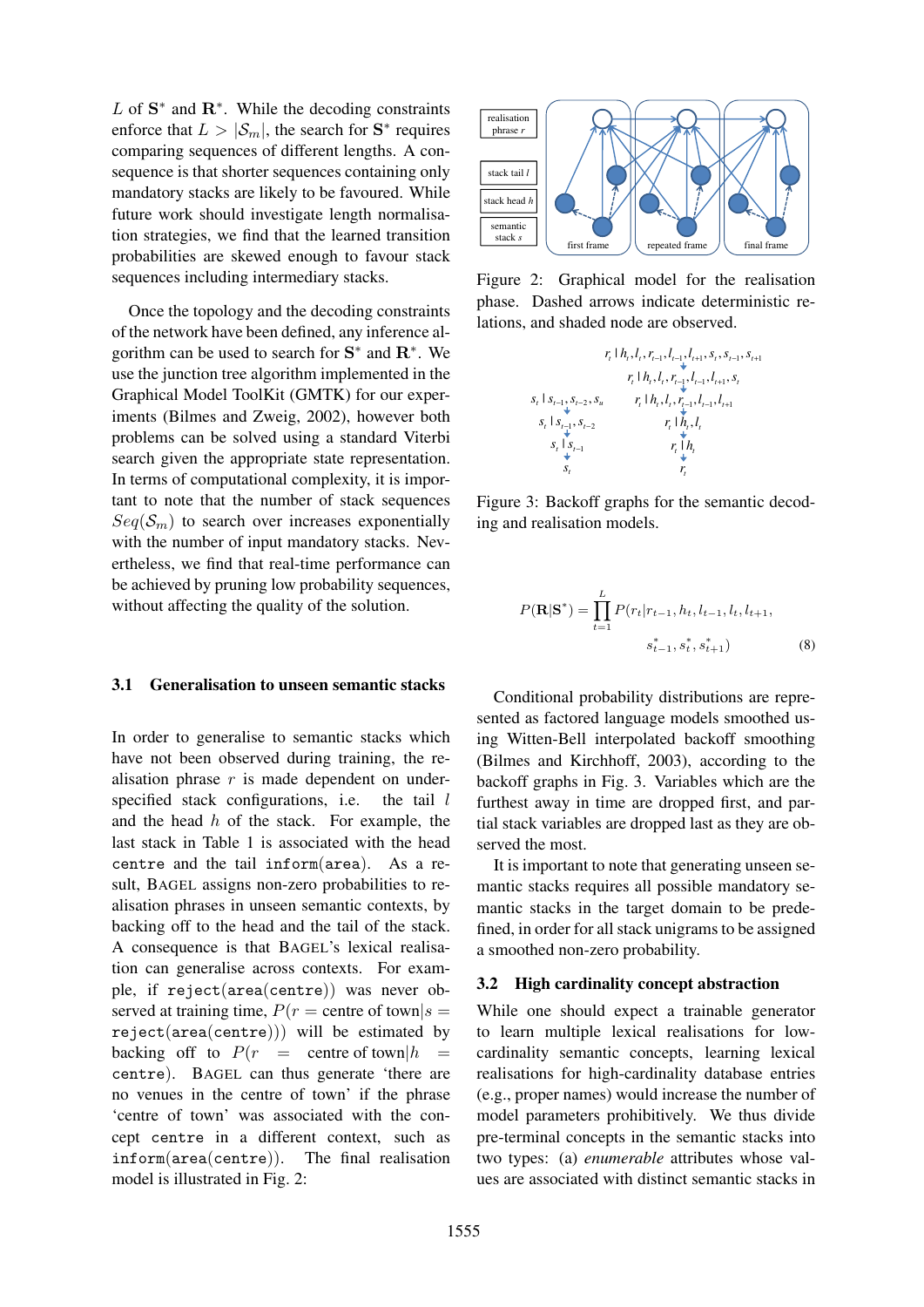$L$ of $\mathbf{S}^*$ and $\mathbf{R}^*$. While the decoding constraints enforce that $L > |\mathcal{S}_m|$, the search for $\mathbf{S}^*$ requires comparing sequences of different lengths. A consequence is that shorter sequences containing only mandatory stacks are likely to be favoured. While future work should investigate length normalisation strategies, we find that the learned transition probabilities are skewed enough to favour stack sequences including intermediary stacks.

Once the topology and the decoding constraints of the network have been defined, any inference algorithm can be used to search for $\mathbf{S}^*$ and $\mathbf{R}^*$. We use the junction tree algorithm implemented in the Graphical Model ToolKit (GMTK) for our experiments (Bilmes and Zweig, 2002), however both problems can be solved using a standard Viterbi search given the appropriate state representation. In terms of computational complexity, it is important to note that the number of stack sequences $Seq(\mathcal{S}_m)$ to search over increases exponentially with the number of input mandatory stacks. Nevertheless, we find that real-time performance can be achieved by pruning low probability sequences, without affecting the quality of the solution.

### 3.1 Generalisation to unseen semantic stacks

In order to generalise to semantic stacks which have not been observed during training, the realisation phrase $r$ is made dependent on underspecified stack configurations, i.e. the tail $l$ and the head $h$ of the stack. For example, the last stack in Table 1 is associated with the head `centre` and the tail `inform(area)`. As a result, BAGEL assigns non-zero probabilities to realisation phrases in unseen semantic contexts, by backing off to the head and the tail of the stack. A consequence is that BAGEL's lexical realisation can generalise across contexts. For example, if `reject(area(centre))` was never observed at training time, $P(r = \text{centre of town} | s = \texttt{reject(area(centre))})$ will be estimated by backing off to $P(r = \text{centre of town} | h = \texttt{centre})$. BAGEL can thus generate 'there are no venues in the centre of town' if the phrase 'centre of town' was associated with the concept `centre` in a different context, such as `inform(area(centre))`. The final realisation model is illustrated in Fig. 2:

Figure 2: Graphical model for the realisation phase. Dashed arrows indicate deterministic relations, and shaded node are observed.

Figure 3: Backoff graphs for the semantic decoding and realisation models.

$$P(\mathbf{R}|\mathbf{S}^*) = \prod_{t=1}^{L} P(r_t | r_{t-1}, h_t, l_{t-1}, l_t, l_{t+1}, s^*_{t-1}, s^*_t, s^*_{t+1}) \quad (8)$$

Conditional probability distributions are represented as factored language models smoothed using Witten-Bell interpolated backoff smoothing (Bilmes and Kirchhoff, 2003), according to the backoff graphs in Fig. 3. Variables which are the furthest away in time are dropped first, and partial stack variables are dropped last as they are observed the most.

It is important to note that generating unseen semantic stacks requires all possible mandatory semantic stacks in the target domain to be predefined, in order for all stack unigrams to be assigned a smoothed non-zero probability.

### 3.2 High cardinality concept abstraction

While one should expect a trainable generator to learn multiple lexical realisations for low-cardinality semantic concepts, learning lexical realisations for high-cardinality database entries (e.g., proper names) would increase the number of model parameters prohibitively. We thus divide pre-terminal concepts in the semantic stacks into two types: (a) *enumerable* attributes whose values are associated with distinct semantic stacks in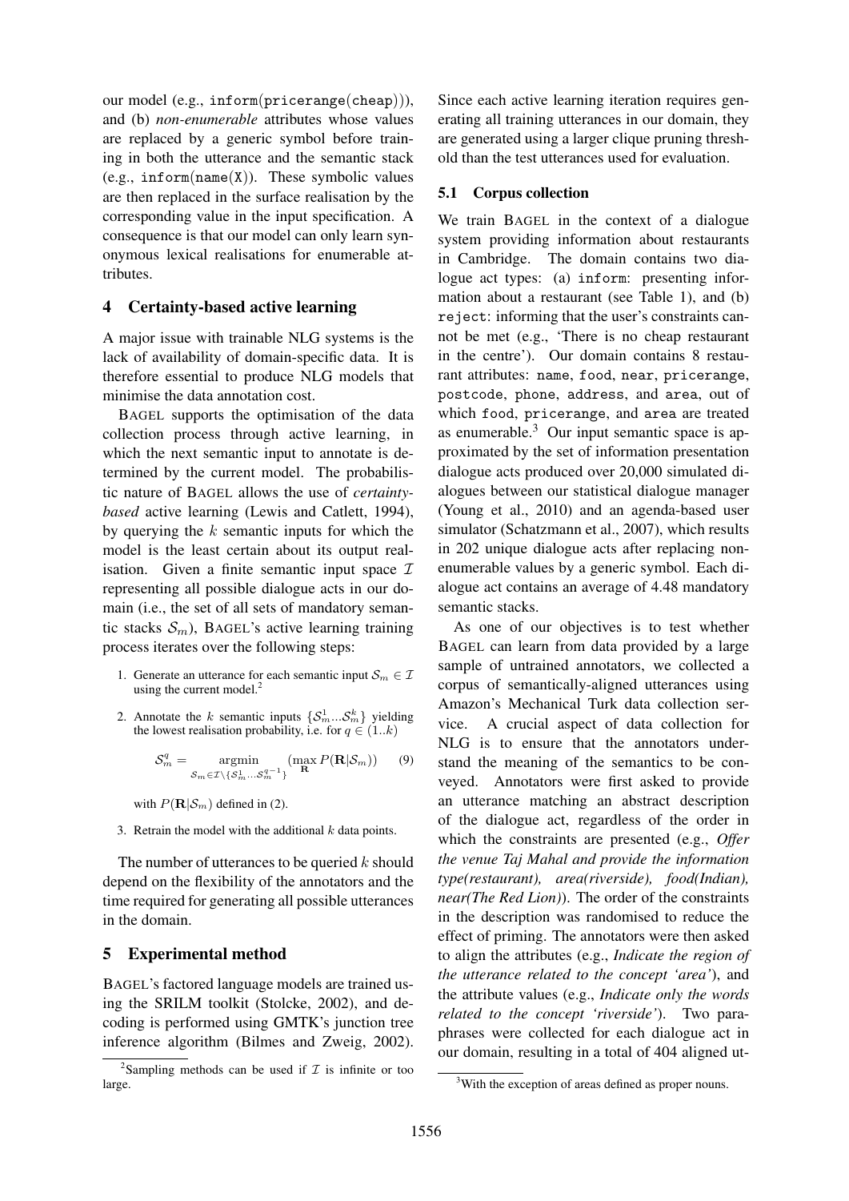our model (e.g., inform(pricerange(cheap))), and (b) *non-enumerable* attributes whose values are replaced by a generic symbol before training in both the utterance and the semantic stack (e.g., inform(name(X)). These symbolic values are then replaced in the surface realisation by the corresponding value in the input specification. A consequence is that our model can only learn synonymous lexical realisations for enumerable attributes.

## 4 Certainty-based active learning

A major issue with trainable NLG systems is the lack of availability of domain-specific data. It is therefore essential to produce NLG models that minimise the data annotation cost.

BAGEL supports the optimisation of the data collection process through active learning, in which the next semantic input to annotate is determined by the current model. The probabilistic nature of BAGEL allows the use of *certainty-based* active learning (Lewis and Catlett, 1994), by querying the $k$ semantic inputs for which the model is the least certain about its output realisation. Given a finite semantic input space $\mathcal{I}$ representing all possible dialogue acts in our domain (i.e., the set of all sets of mandatory semantic stacks $\mathcal{S}_m$), BAGEL's active learning training process iterates over the following steps:

1. Generate an utterance for each semantic input $\mathcal{S}_m \in \mathcal{I}$ using the current model.[2]
2. Annotate the $k$ semantic inputs $\{\mathcal{S}_m^1 ... \mathcal{S}_m^k\}$ yielding the lowest realisation probability, i.e. for $q \in (1..k)$

$$\mathcal{S}_m^q = \underset{\mathcal{S}_m \in \mathcal{I} \setminus \{\mathcal{S}_m^1 ... \mathcal{S}_m^{q-1}\}}{\operatorname{argmin}} (\max_{\mathbf{R}} P(\mathbf{R}|\mathcal{S}_m)) \quad (9)$$

with $P(\mathbf{R}|\mathcal{S}_m)$ defined in (2).

3. Retrain the model with the additional $k$ data points.

The number of utterances to be queried $k$ should depend on the flexibility of the annotators and the time required for generating all possible utterances in the domain.

## 5 Experimental method

BAGEL's factored language models are trained using the SRILM toolkit (Stolcke, 2002), and decoding is performed using GMTK's junction tree inference algorithm (Bilmes and Zweig, 2002). Since each active learning iteration requires generating all training utterances in our domain, they are generated using a larger clique pruning threshold than the test utterances used for evaluation.

### 5.1 Corpus collection

We train BAGEL in the context of a dialogue system providing information about restaurants in Cambridge. The domain contains two dialogue act types: (a) inform: presenting information about a restaurant (see Table 1), and (b) reject: informing that the user's constraints cannot be met (e.g., 'There is no cheap restaurant in the centre'). Our domain contains 8 restaurant attributes: name, food, near, pricerange, postcode, phone, address, and area, out of which food, pricerange, and area are treated as enumerable.[3] Our input semantic space is approximated by the set of information presentation dialogue acts produced over 20,000 simulated dialogues between our statistical dialogue manager (Young et al., 2010) and an agenda-based user simulator (Schatzmann et al., 2007), which results in 202 unique dialogue acts after replacing non-enumerable values by a generic symbol. Each dialogue act contains an average of 4.48 mandatory semantic stacks.

As one of our objectives is to test whether BAGEL can learn from data provided by a large sample of untrained annotators, we collected a corpus of semantically-aligned utterances using Amazon's Mechanical Turk data collection service. A crucial aspect of data collection for NLG is to ensure that the annotators understand the meaning of the semantics to be conveyed. Annotators were first asked to provide an utterance matching an abstract description of the dialogue act, regardless of the order in which the constraints are presented (e.g., *Offer the venue Taj Mahal and provide the information type(restaurant), area(riverside), food(Indian), near(The Red Lion)*). The order of the constraints in the description was randomised to reduce the effect of priming. The annotators were then asked to align the attributes (e.g., *Indicate the region of the utterance related to the concept 'area'*), and the attribute values (e.g., *Indicate only the words related to the concept 'riverside'*). Two paraphrases were collected for each dialogue act in our domain, resulting in a total of 404 aligned ut-

[2] Sampling methods can be used if $\mathcal{I}$ is infinite or too large.

[3] With the exception of areas defined as proper nouns.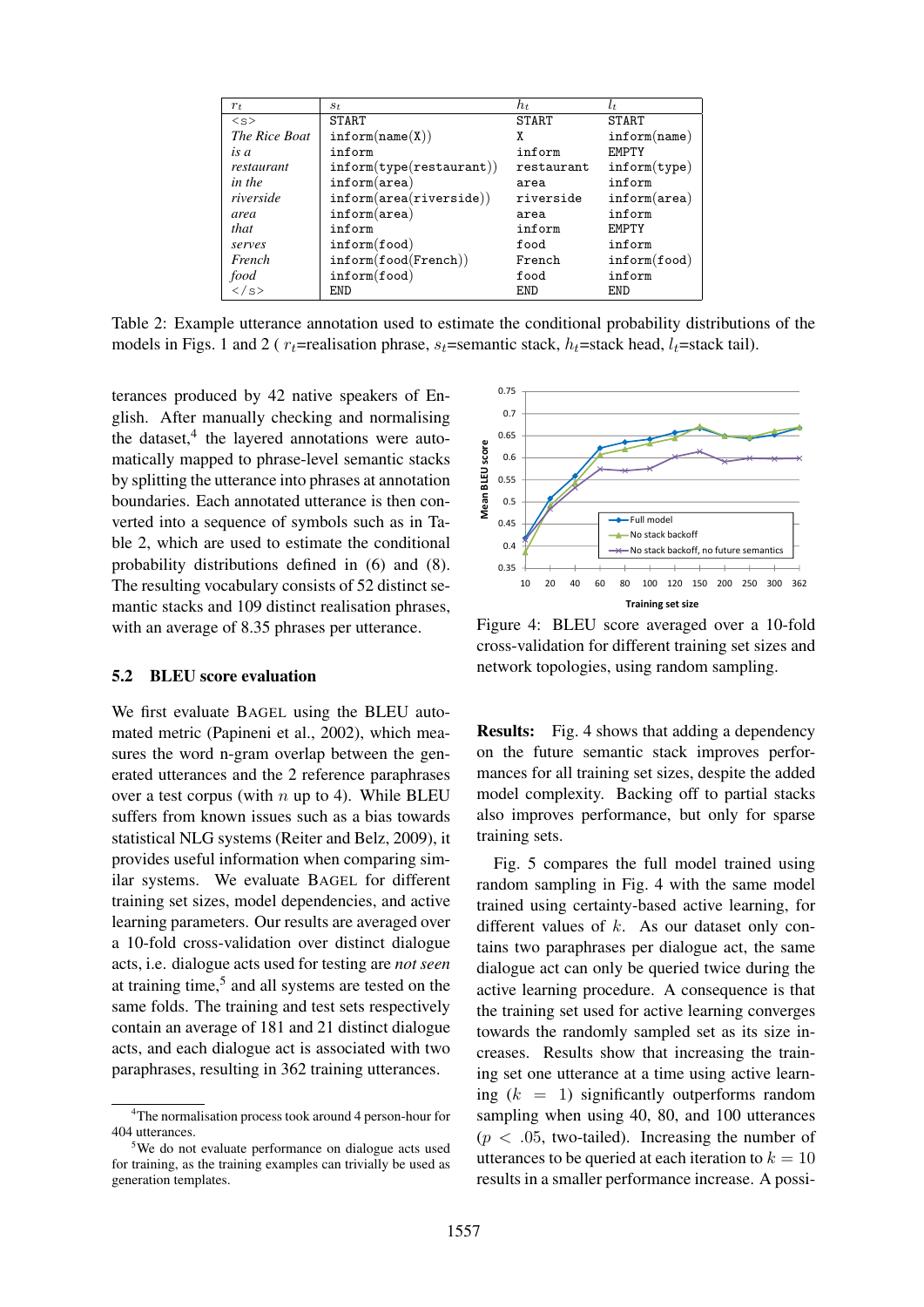| $r_t$ | $s_t$ | $h_t$ | $l_t$ |
|---|---|---|---|
| <s> | START | START | START |
| *The Rice Boat* | inform(name(X)) | X | inform(name) |
| *is a* | inform | inform | EMPTY |
| *restaurant* | inform(type(restaurant)) | restaurant | inform(type) |
| *in the* | inform(area) | area | inform |
| *riverside* | inform(area(riverside)) | riverside | inform(area) |
| *area* | inform(area) | area | inform |
| *that* | inform | inform | EMPTY |
| *serves* | inform(food) | food | inform |
| *French* | inform(food(French)) | French | inform(food) |
| *food* | inform(food) | food | inform |
| </s> | END | END | END |

Table 2: Example utterance annotation used to estimate the conditional probability distributions of the models in Figs. 1 and 2 ( $r_t$=realisation phrase, $s_t$=semantic stack, $h_t$=stack head, $l_t$=stack tail).

terances produced by 42 native speakers of English. After manually checking and normalising the dataset,[4] the layered annotations were automatically mapped to phrase-level semantic stacks by splitting the utterance into phrases at annotation boundaries. Each annotated utterance is then converted into a sequence of symbols such as in Table 2, which are used to estimate the conditional probability distributions defined in (6) and (8). The resulting vocabulary consists of 52 distinct semantic stacks and 109 distinct realisation phrases, with an average of 8.35 phrases per utterance.

### 5.2 BLEU score evaluation

We first evaluate BAGEL using the BLEU automated metric (Papineni et al., 2002), which measures the word n-gram overlap between the generated utterances and the 2 reference paraphrases over a test corpus (with $n$ up to 4). While BLEU suffers from known issues such as a bias towards statistical NLG systems (Reiter and Belz, 2009), it provides useful information when comparing similar systems. We evaluate BAGEL for different training set sizes, model dependencies, and active learning parameters. Our results are averaged over a 10-fold cross-validation over distinct dialogue acts, i.e. dialogue acts used for testing are *not seen* at training time,[5] and all systems are tested on the same folds. The training and test sets respectively contain an average of 181 and 21 distinct dialogue acts, and each dialogue act is associated with two paraphrases, resulting in 362 training utterances.

Figure 4: BLEU score averaged over a 10-fold cross-validation for different training set sizes and network topologies, using random sampling.

**Results:** Fig. 4 shows that adding a dependency on the future semantic stack improves performances for all training set sizes, despite the added model complexity. Backing off to partial stacks also improves performance, but only for sparse training sets.

Fig. 5 compares the full model trained using random sampling in Fig. 4 with the same model trained using certainty-based active learning, for different values of $k$. As our dataset only contains two paraphrases per dialogue act, the same dialogue act can only be queried twice during the active learning procedure. A consequence is that the training set used for active learning converges towards the randomly sampled set as its size increases. Results show that increasing the training set one utterance at a time using active learning ($k = 1$) significantly outperforms random sampling when using 40, 80, and 100 utterances ($p < .05$, two-tailed). Increasing the number of utterances to be queried at each iteration to $k = 10$ results in a smaller performance increase. A possi-

[4] The normalisation process took around 4 person-hour for 404 utterances.

[5] We do not evaluate performance on dialogue acts used for training, as the training examples can trivially be used as generation templates.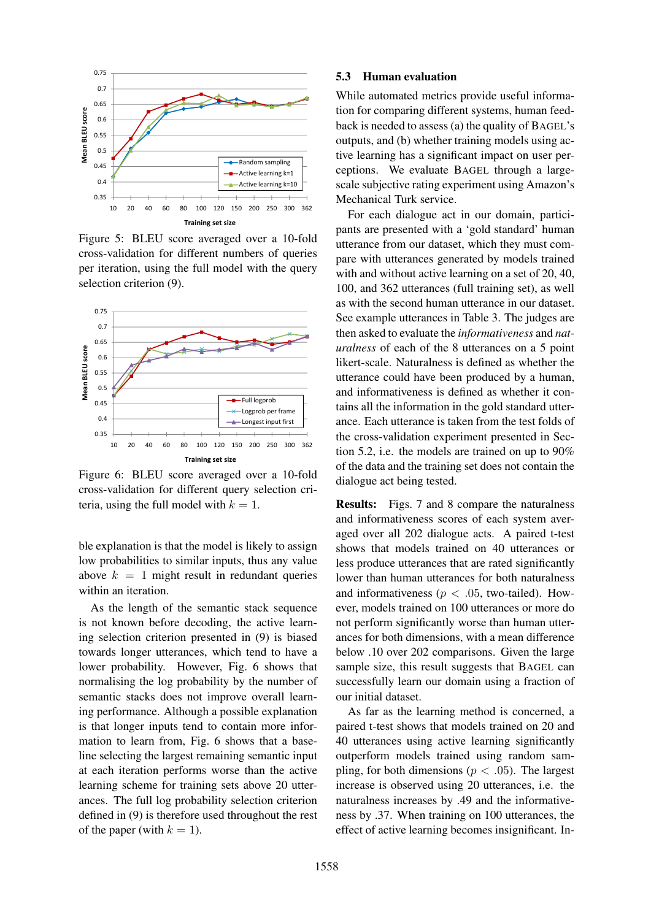Figure 5: BLEU score averaged over a 10-fold cross-validation for different numbers of queries per iteration, using the full model with the query selection criterion (9).

Figure 6: BLEU score averaged over a 10-fold cross-validation for different query selection criteria, using the full model with $k = 1$.

ble explanation is that the model is likely to assign low probabilities to similar inputs, thus any value above $k = 1$ might result in redundant queries within an iteration.

As the length of the semantic stack sequence is not known before decoding, the active learning selection criterion presented in (9) is biased towards longer utterances, which tend to have a lower probability. However, Fig. 6 shows that normalising the log probability by the number of semantic stacks does not improve overall learning performance. Although a possible explanation is that longer inputs tend to contain more information to learn from, Fig. 6 shows that a baseline selecting the largest remaining semantic input at each iteration performs worse than the active learning scheme for training sets above 20 utterances. The full log probability selection criterion defined in (9) is therefore used throughout the rest of the paper (with $k = 1$).

### 5.3 Human evaluation

While automated metrics provide useful information for comparing different systems, human feedback is needed to assess (a) the quality of BAGEL's outputs, and (b) whether training models using active learning has a significant impact on user perceptions. We evaluate BAGEL through a large-scale subjective rating experiment using Amazon's Mechanical Turk service.

For each dialogue act in our domain, participants are presented with a 'gold standard' human utterance from our dataset, which they must compare with utterances generated by models trained with and without active learning on a set of 20, 40, 100, and 362 utterances (full training set), as well as with the second human utterance in our dataset. See example utterances in Table 3. The judges are then asked to evaluate the *informativeness* and *naturalness* of each of the 8 utterances on a 5 point likert-scale. Naturalness is defined as whether the utterance could have been produced by a human, and informativeness is defined as whether it contains all the information in the gold standard utterance. Each utterance is taken from the test folds of the cross-validation experiment presented in Section 5.2, i.e. the models are trained on up to 90% of the data and the training set does not contain the dialogue act being tested.

**Results:** Figs. 7 and 8 compare the naturalness and informativeness scores of each system averaged over all 202 dialogue acts. A paired t-test shows that models trained on 40 utterances or less produce utterances that are rated significantly lower than human utterances for both naturalness and informativeness ($p < .05$, two-tailed). However, models trained on 100 utterances or more do not perform significantly worse than human utterances for both dimensions, with a mean difference below .10 over 202 comparisons. Given the large sample size, this result suggests that BAGEL can successfully learn our domain using a fraction of our initial dataset.

As far as the learning method is concerned, a paired t-test shows that models trained on 20 and 40 utterances using active learning significantly outperform models trained using random sampling, for both dimensions ($p < .05$). The largest increase is observed using 20 utterances, i.e. the naturalness increases by .49 and the informativeness by .37. When training on 100 utterances, the effect of active learning becomes insignificant. In-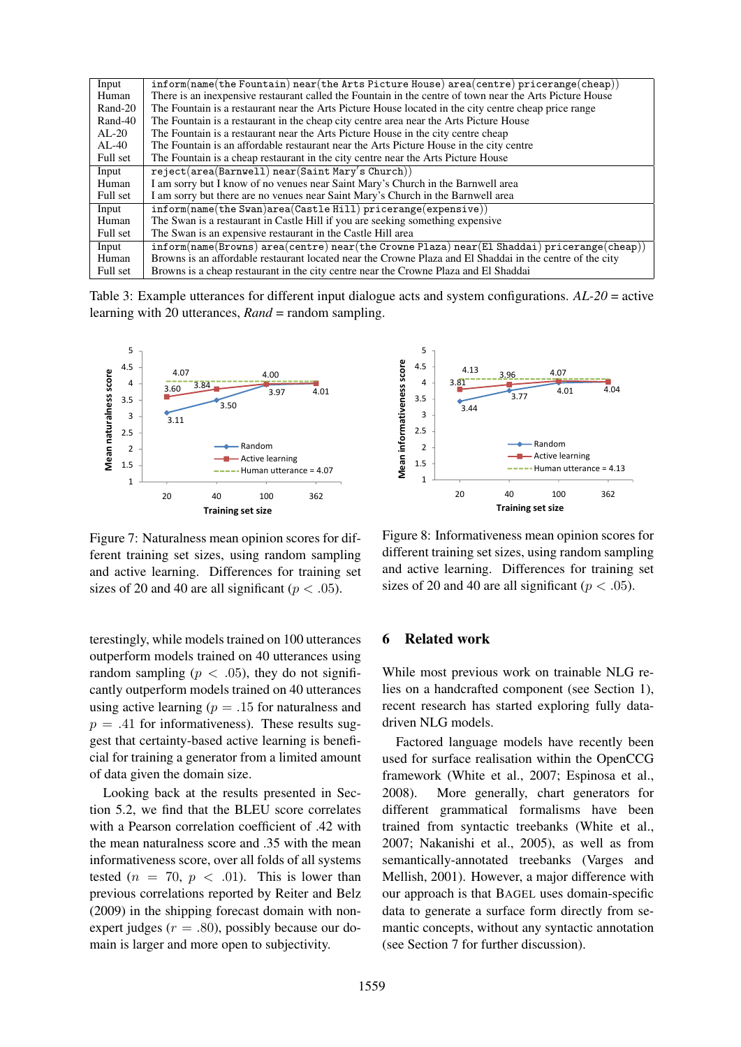| | |
|---|---|
| Input | `inform(name(the Fountain) near(the Arts Picture House) area(centre) pricerange(cheap))` |
| Human | There is an inexpensive restaurant called the Fountain in the centre of town near the Arts Picture House |
| Rand-20 | The Fountain is a restaurant near the Arts Picture House located in the city centre cheap price range |
| Rand-40 | The Fountain is a restaurant in the cheap city centre area near the Arts Picture House |
| AL-20 | The Fountain is a restaurant near the Arts Picture House in the city centre cheap |
| AL-40 | The Fountain is an affordable restaurant near the Arts Picture House in the city centre |
| Full set | The Fountain is a cheap restaurant in the city centre near the Arts Picture House |
| Input | `reject(area(Barnwell) near(Saint Mary's Church))` |
| Human | I am sorry but I know of no venues near Saint Mary's Church in the Barnwell area |
| Full set | I am sorry but there are no venues near Saint Mary's Church in the Barnwell area |
| Input | `inform(name(the Swan)area(Castle Hill) pricerange(expensive))` |
| Human | The Swan is a restaurant in Castle Hill if you are seeking something expensive |
| Full set | The Swan is an expensive restaurant in the Castle Hill area |
| Input | `inform(name(Browns) area(centre) near(the Crowne Plaza) near(El Shaddai) pricerange(cheap))` |
| Human | Browns is an affordable restaurant located near the Crowne Plaza and El Shaddai in the centre of the city |
| Full set | Browns is a cheap restaurant in the city centre near the Crowne Plaza and El Shaddai |

Table 3: Example utterances for different input dialogue acts and system configurations. *AL-20* = active learning with 20 utterances, *Rand* = random sampling.

Figure 7: Naturalness mean opinion scores for different training set sizes, using random sampling and active learning. Differences for training set sizes of 20 and 40 are all significant ($p < .05$).

Figure 8: Informativeness mean opinion scores for different training set sizes, using random sampling and active learning. Differences for training set sizes of 20 and 40 are all significant ($p < .05$).

terestingly, while models trained on 100 utterances outperform models trained on 40 utterances using random sampling ($p < .05$), they do not significantly outperform models trained on 40 utterances using active learning ($p = .15$ for naturalness and $p = .41$ for informativeness). These results suggest that certainty-based active learning is beneficial for training a generator from a limited amount of data given the domain size.

Looking back at the results presented in Section 5.2, we find that the BLEU score correlates with a Pearson correlation coefficient of .42 with the mean naturalness score and .35 with the mean informativeness score, over all folds of all systems tested ($n = 70$, $p < .01$). This is lower than previous correlations reported by Reiter and Belz (2009) in the shipping forecast domain with non-expert judges ($r = .80$), possibly because our domain is larger and more open to subjectivity.

## 6 Related work

While most previous work on trainable NLG relies on a handcrafted component (see Section 1), recent research has started exploring fully data-driven NLG models.

Factored language models have recently been used for surface realisation within the OpenCCG framework (White et al., 2007; Espinosa et al., 2008). More generally, chart generators for different grammatical formalisms have been trained from syntactic treebanks (White et al., 2007; Nakanishi et al., 2005), as well as from semantically-annotated treebanks (Varges and Mellish, 2001). However, a major difference with our approach is that BAGEL uses domain-specific data to generate a surface form directly from semantic concepts, without any syntactic annotation (see Section 7 for further discussion).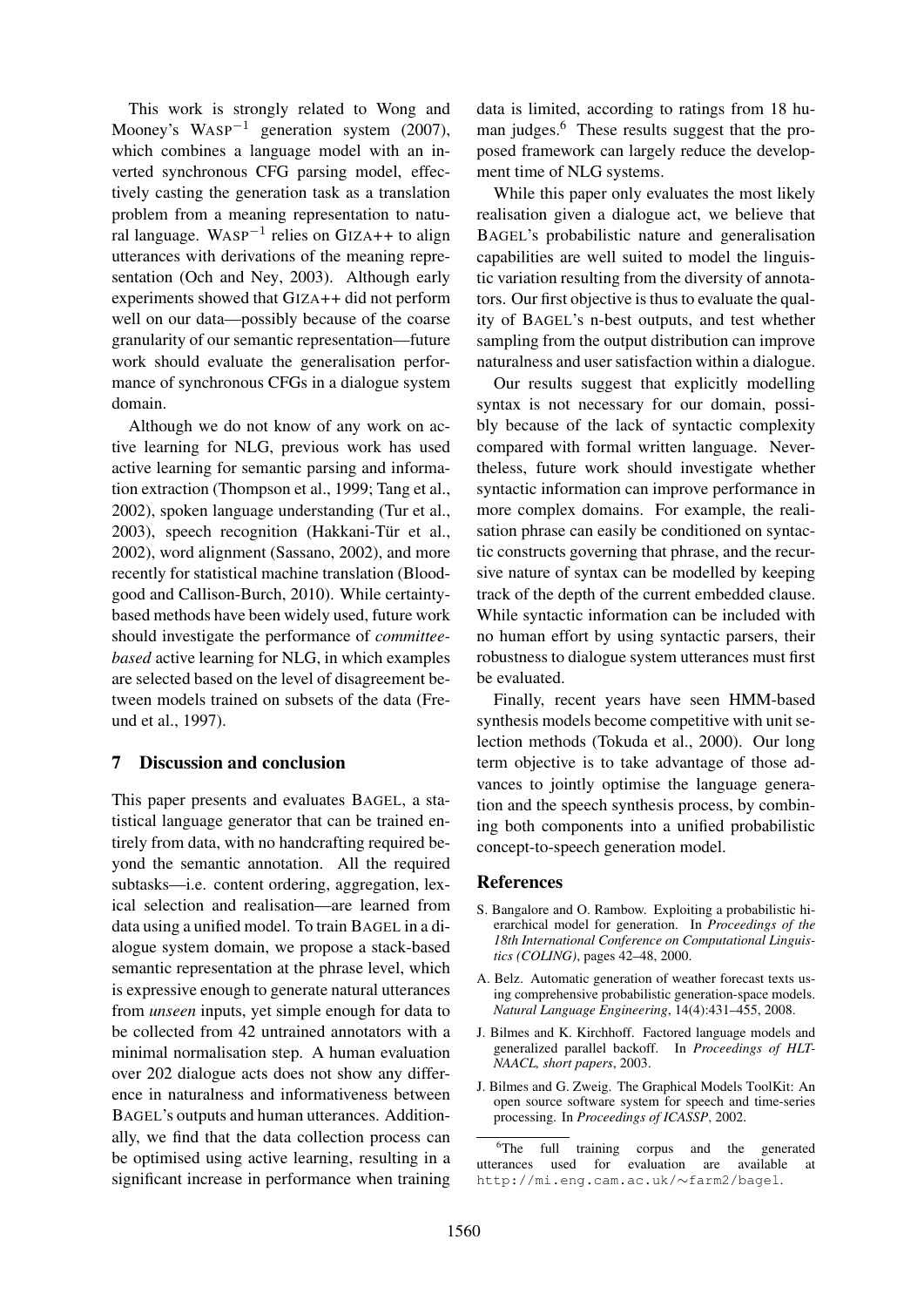This work is strongly related to Wong and Mooney's WASP$^{-1}$ generation system (2007), which combines a language model with an inverted synchronous CFG parsing model, effectively casting the generation task as a translation problem from a meaning representation to natural language. WASP$^{-1}$ relies on GIZA++ to align utterances with derivations of the meaning representation (Och and Ney, 2003). Although early experiments showed that GIZA++ did not perform well on our data—possibly because of the coarse granularity of our semantic representation—future work should evaluate the generalisation performance of synchronous CFGs in a dialogue system domain.

Although we do not know of any work on active learning for NLG, previous work has used active learning for semantic parsing and information extraction (Thompson et al., 1999; Tang et al., 2002), spoken language understanding (Tur et al., 2003), speech recognition (Hakkani-Tür et al., 2002), word alignment (Sassano, 2002), and more recently for statistical machine translation (Bloodgood and Callison-Burch, 2010). While certainty-based methods have been widely used, future work should investigate the performance of *committee-based* active learning for NLG, in which examples are selected based on the level of disagreement between models trained on subsets of the data (Freund et al., 1997).

## 7 Discussion and conclusion

This paper presents and evaluates BAGEL, a statistical language generator that can be trained entirely from data, with no handcrafting required beyond the semantic annotation. All the required subtasks—i.e. content ordering, aggregation, lexical selection and realisation—are learned from data using a unified model. To train BAGEL in a dialogue system domain, we propose a stack-based semantic representation at the phrase level, which is expressive enough to generate natural utterances from *unseen* inputs, yet simple enough for data to be collected from 42 untrained annotators with a minimal normalisation step. A human evaluation over 202 dialogue acts does not show any difference in naturalness and informativeness between BAGEL's outputs and human utterances. Additionally, we find that the data collection process can be optimised using active learning, resulting in a significant increase in performance when training data is limited, according to ratings from 18 human judges.[6] These results suggest that the proposed framework can largely reduce the development time of NLG systems.

While this paper only evaluates the most likely realisation given a dialogue act, we believe that BAGEL's probabilistic nature and generalisation capabilities are well suited to model the linguistic variation resulting from the diversity of annotators. Our first objective is thus to evaluate the quality of BAGEL's n-best outputs, and test whether sampling from the output distribution can improve naturalness and user satisfaction within a dialogue.

Our results suggest that explicitly modelling syntax is not necessary for our domain, possibly because of the lack of syntactic complexity compared with formal written language. Nevertheless, future work should investigate whether syntactic information can improve performance in more complex domains. For example, the realisation phrase can easily be conditioned on syntactic constructs governing that phrase, and the recursive nature of syntax can be modelled by keeping track of the depth of the current embedded clause. While syntactic information can be included with no human effort by using syntactic parsers, their robustness to dialogue system utterances must first be evaluated.

Finally, recent years have seen HMM-based synthesis models become competitive with unit selection methods (Tokuda et al., 2000). Our long term objective is to take advantage of those advances to jointly optimise the language generation and the speech synthesis process, by combining both components into a unified probabilistic concept-to-speech generation model.

## References

S. Bangalore and O. Rambow. Exploiting a probabilistic hierarchical model for generation. In *Proceedings of the 18th International Conference on Computational Linguistics (COLING)*, pages 42–48, 2000.

A. Belz. Automatic generation of weather forecast texts using comprehensive probabilistic generation-space models. *Natural Language Engineering*, 14(4):431–455, 2008.

J. Bilmes and K. Kirchhoff. Factored language models and generalized parallel backoff. In *Proceedings of HLT-NAACL, short papers*, 2003.

J. Bilmes and G. Zweig. The Graphical Models ToolKit: An open source software system for speech and time-series processing. In *Proceedings of ICASSP*, 2002.

[6] The full training corpus and the generated utterances used for evaluation are available at http://mi.eng.cam.ac.uk/∼farm2/bagel.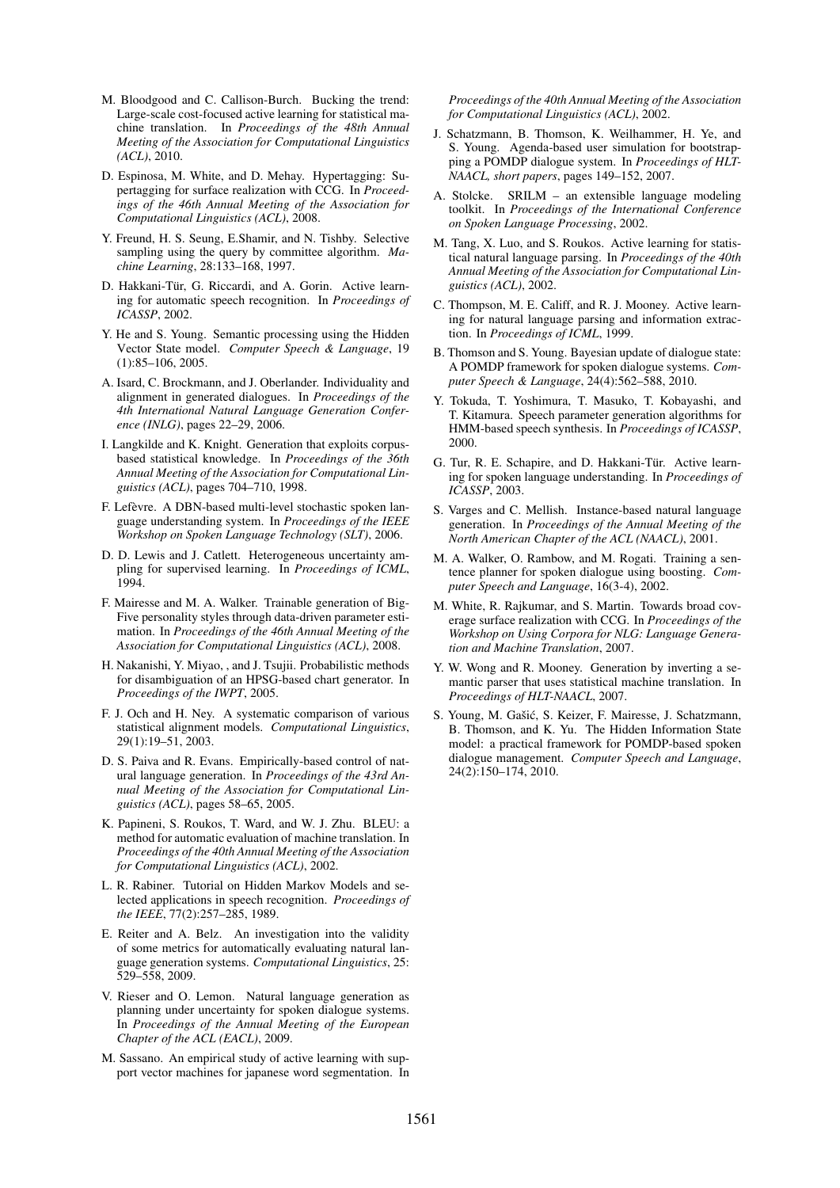M. Bloodgood and C. Callison-Burch. Bucking the trend: Large-scale cost-focused active learning for statistical machine translation. In *Proceedings of the 48th Annual Meeting of the Association for Computational Linguistics (ACL)*, 2010.

D. Espinosa, M. White, and D. Mehay. Hypertagging: Supertagging for surface realization with CCG. In *Proceedings of the 46th Annual Meeting of the Association for Computational Linguistics (ACL)*, 2008.

Y. Freund, H. S. Seung, E.Shamir, and N. Tishby. Selective sampling using the query by committee algorithm. *Machine Learning*, 28:133–168, 1997.

D. Hakkani-Tür, G. Riccardi, and A. Gorin. Active learning for automatic speech recognition. In *Proceedings of ICASSP*, 2002.

Y. He and S. Young. Semantic processing using the Hidden Vector State model. *Computer Speech & Language*, 19 (1):85–106, 2005.

A. Isard, C. Brockmann, and J. Oberlander. Individuality and alignment in generated dialogues. In *Proceedings of the 4th International Natural Language Generation Conference (INLG)*, pages 22–29, 2006.

I. Langkilde and K. Knight. Generation that exploits corpus-based statistical knowledge. In *Proceedings of the 36th Annual Meeting of the Association for Computational Linguistics (ACL)*, pages 704–710, 1998.

F. Lefèvre. A DBN-based multi-level stochastic spoken language understanding system. In *Proceedings of the IEEE Workshop on Spoken Language Technology (SLT)*, 2006.

D. D. Lewis and J. Catlett. Heterogeneous uncertainty ampling for supervised learning. In *Proceedings of ICML*, 1994.

F. Mairesse and M. A. Walker. Trainable generation of Big-Five personality styles through data-driven parameter estimation. In *Proceedings of the 46th Annual Meeting of the Association for Computational Linguistics (ACL)*, 2008.

H. Nakanishi, Y. Miyao, , and J. Tsujii. Probabilistic methods for disambiguation of an HPSG-based chart generator. In *Proceedings of the IWPT*, 2005.

F. J. Och and H. Ney. A systematic comparison of various statistical alignment models. *Computational Linguistics*, 29(1):19–51, 2003.

D. S. Paiva and R. Evans. Empirically-based control of natural language generation. In *Proceedings of the 43rd Annual Meeting of the Association for Computational Linguistics (ACL)*, pages 58–65, 2005.

K. Papineni, S. Roukos, T. Ward, and W. J. Zhu. BLEU: a method for automatic evaluation of machine translation. In *Proceedings of the 40th Annual Meeting of the Association for Computational Linguistics (ACL)*, 2002.

L. R. Rabiner. Tutorial on Hidden Markov Models and selected applications in speech recognition. *Proceedings of the IEEE*, 77(2):257–285, 1989.

E. Reiter and A. Belz. An investigation into the validity of some metrics for automatically evaluating natural language generation systems. *Computational Linguistics*, 25: 529–558, 2009.

V. Rieser and O. Lemon. Natural language generation as planning under uncertainty for spoken dialogue systems. In *Proceedings of the Annual Meeting of the European Chapter of the ACL (EACL)*, 2009.

M. Sassano. An empirical study of active learning with support vector machines for japanese word segmentation. In *Proceedings of the 40th Annual Meeting of the Association for Computational Linguistics (ACL)*, 2002.

J. Schatzmann, B. Thomson, K. Weilhammer, H. Ye, and S. Young. Agenda-based user simulation for bootstrapping a POMDP dialogue system. In *Proceedings of HLT-NAACL, short papers*, pages 149–152, 2007.

A. Stolcke. SRILM – an extensible language modeling toolkit. In *Proceedings of the International Conference on Spoken Language Processing*, 2002.

M. Tang, X. Luo, and S. Roukos. Active learning for statistical natural language parsing. In *Proceedings of the 40th Annual Meeting of the Association for Computational Linguistics (ACL)*, 2002.

C. Thompson, M. E. Califf, and R. J. Mooney. Active learning for natural language parsing and information extraction. In *Proceedings of ICML*, 1999.

B. Thomson and S. Young. Bayesian update of dialogue state: A POMDP framework for spoken dialogue systems. *Computer Speech & Language*, 24(4):562–588, 2010.

Y. Tokuda, T. Yoshimura, T. Masuko, T. Kobayashi, and T. Kitamura. Speech parameter generation algorithms for HMM-based speech synthesis. In *Proceedings of ICASSP*, 2000.

G. Tur, R. E. Schapire, and D. Hakkani-Tür. Active learning for spoken language understanding. In *Proceedings of ICASSP*, 2003.

S. Varges and C. Mellish. Instance-based natural language generation. In *Proceedings of the Annual Meeting of the North American Chapter of the ACL (NAACL)*, 2001.

M. A. Walker, O. Rambow, and M. Rogati. Training a sentence planner for spoken dialogue using boosting. *Computer Speech and Language*, 16(3-4), 2002.

M. White, R. Rajkumar, and S. Martin. Towards broad coverage surface realization with CCG. In *Proceedings of the Workshop on Using Corpora for NLG: Language Generation and Machine Translation*, 2007.

Y. W. Wong and R. Mooney. Generation by inverting a semantic parser that uses statistical machine translation. In *Proceedings of HLT-NAACL*, 2007.

S. Young, M. Gašić, S. Keizer, F. Mairesse, J. Schatzmann, B. Thomson, and K. Yu. The Hidden Information State model: a practical framework for POMDP-based spoken dialogue management. *Computer Speech and Language*, 24(2):150–174, 2010.